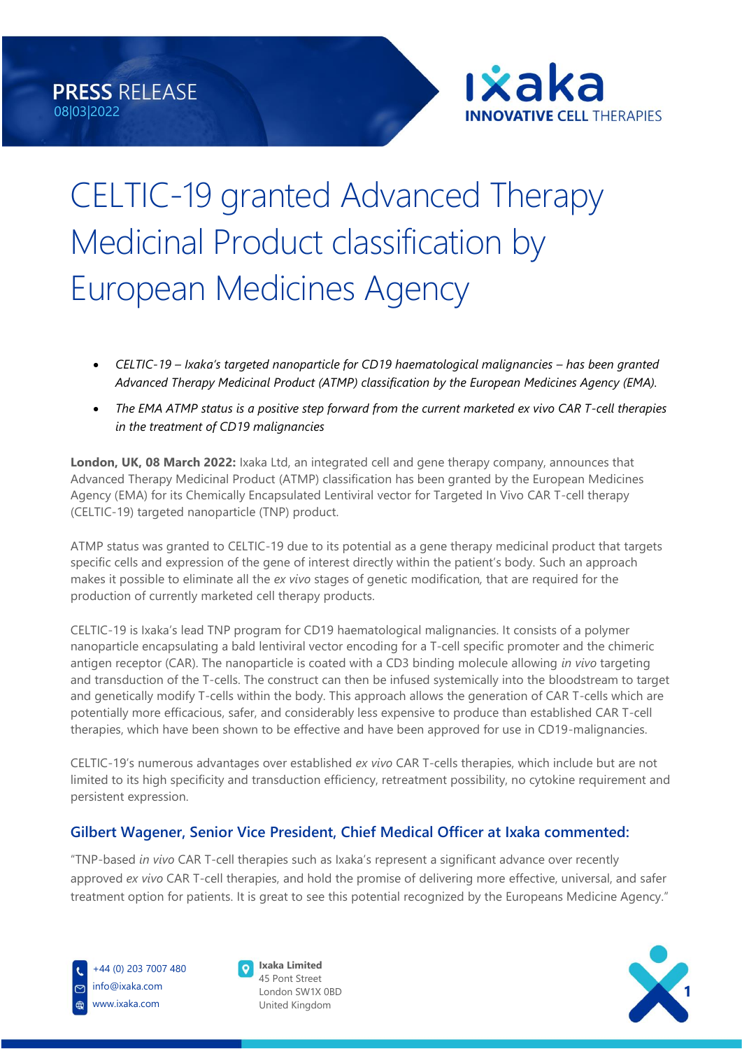**PRESS RELEASE**
08|03|2022

# CELTIC-19 granted Advanced Therapy Medicinal Product classification by European Medicines Agency

- *CELTIC-19 – Ixaka's targeted nanoparticle for CD19 haematological malignancies – has been granted Advanced Therapy Medicinal Product (ATMP) classification by the European Medicines Agency (EMA).*
- *The EMA ATMP status is a positive step forward from the current marketed ex vivo CAR T-cell therapies in the treatment of CD19 malignancies*

**London, UK, 08 March 2022:** Ixaka Ltd, an integrated cell and gene therapy company, announces that Advanced Therapy Medicinal Product (ATMP) classification has been granted by the European Medicines Agency (EMA) for its Chemically Encapsulated Lentiviral vector for Targeted In Vivo CAR T-cell therapy (CELTIC-19) targeted nanoparticle (TNP) product.

ATMP status was granted to CELTIC-19 due to its potential as a gene therapy medicinal product that targets specific cells and expression of the gene of interest directly within the patient's body. Such an approach makes it possible to eliminate all the *ex vivo* stages of genetic modification, that are required for the production of currently marketed cell therapy products.

CELTIC-19 is Ixaka's lead TNP program for CD19 haematological malignancies. It consists of a polymer nanoparticle encapsulating a bald lentiviral vector encoding for a T-cell specific promoter and the chimeric antigen receptor (CAR). The nanoparticle is coated with a CD3 binding molecule allowing *in vivo* targeting and transduction of the T-cells. The construct can then be infused systemically into the bloodstream to target and genetically modify T-cells within the body. This approach allows the generation of CAR T-cells which are potentially more efficacious, safer, and considerably less expensive to produce than established CAR T-cell therapies, which have been shown to be effective and have been approved for use in CD19-malignancies.

CELTIC-19's numerous advantages over established *ex vivo* CAR T-cells therapies, which include but are not limited to its high specificity and transduction efficiency, retreatment possibility, no cytokine requirement and persistent expression.

### Gilbert Wagener, Senior Vice President, Chief Medical Officer at Ixaka commented:

"TNP-based *in vivo* CAR T-cell therapies such as Ixaka's represent a significant advance over recently approved *ex vivo* CAR T-cell therapies, and hold the promise of delivering more effective, universal, and safer treatment option for patients. It is great to see this potential recognized by the Europeans Medicine Agency."

+44 (0) 203 7007 480
info@ixaka.com
www.ixaka.com

**Ixaka Limited**
45 Pont Street
London SW1X 0BD
United Kingdom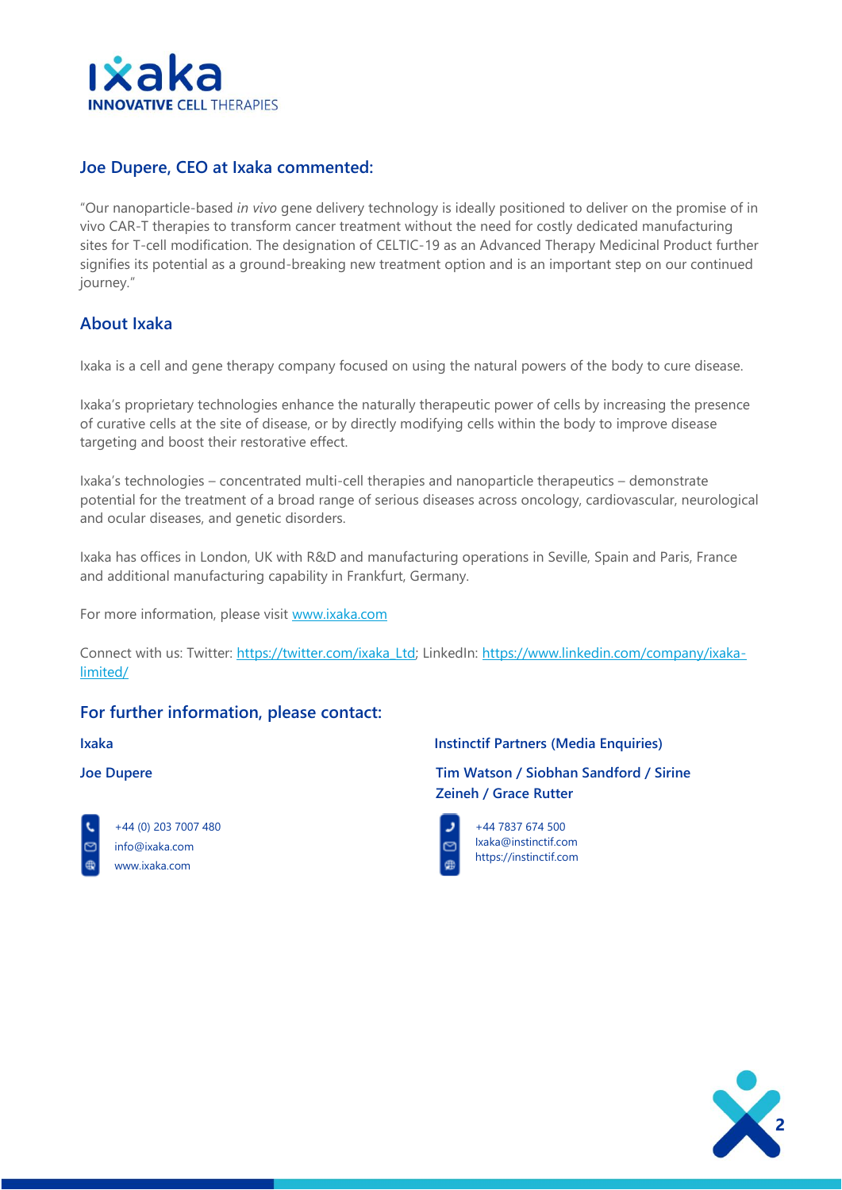## Joe Dupere, CEO at Ixaka commented:

"Our nanoparticle-based *in vivo* gene delivery technology is ideally positioned to deliver on the promise of in vivo CAR-T therapies to transform cancer treatment without the need for costly dedicated manufacturing sites for T-cell modification. The designation of CELTIC-19 as an Advanced Therapy Medicinal Product further signifies its potential as a ground-breaking new treatment option and is an important step on our continued journey."

## About Ixaka

Ixaka is a cell and gene therapy company focused on using the natural powers of the body to cure disease.

Ixaka's proprietary technologies enhance the naturally therapeutic power of cells by increasing the presence of curative cells at the site of disease, or by directly modifying cells within the body to improve disease targeting and boost their restorative effect.

Ixaka's technologies – concentrated multi-cell therapies and nanoparticle therapeutics – demonstrate potential for the treatment of a broad range of serious diseases across oncology, cardiovascular, neurological and ocular diseases, and genetic disorders.

Ixaka has offices in London, UK with R&D and manufacturing operations in Seville, Spain and Paris, France and additional manufacturing capability in Frankfurt, Germany.

For more information, please visit [www.ixaka.com](www.ixaka.com)

Connect with us: Twitter: [https://twitter.com/ixaka_Ltd](https://twitter.com/ixaka_Ltd); LinkedIn: [https://www.linkedin.com/company/ixaka-limited/](https://www.linkedin.com/company/ixaka-limited/)

## For further information, please contact:

**Ixaka**

**Joe Dupere**

+44 (0) 203 7007 480
info@ixaka.com
www.ixaka.com

**Instinctif Partners (Media Enquiries)**

**Tim Watson / Siobhan Sandford / Sirine Zeineh / Grace Rutter**

+44 7837 674 500
Ixaka@instinctif.com
https://instinctif.com